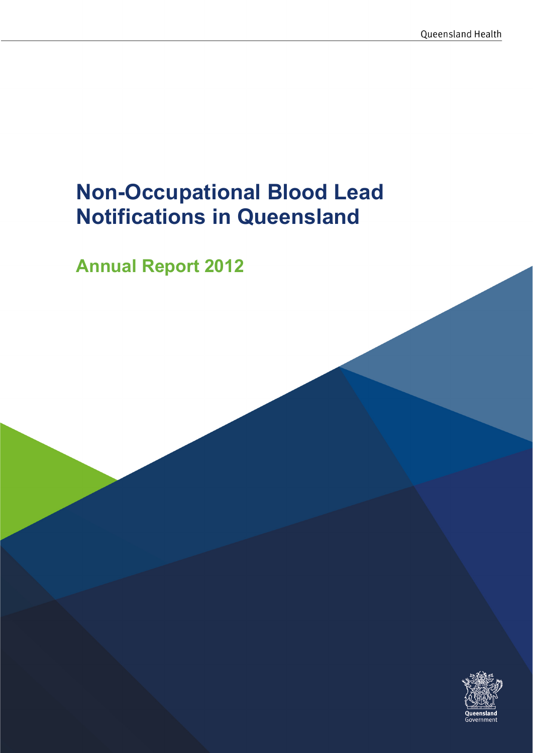Queensland Health

# Non-Occupational Blood Lead Notifications in Queensland

## Annual Report 2012

Queensland Government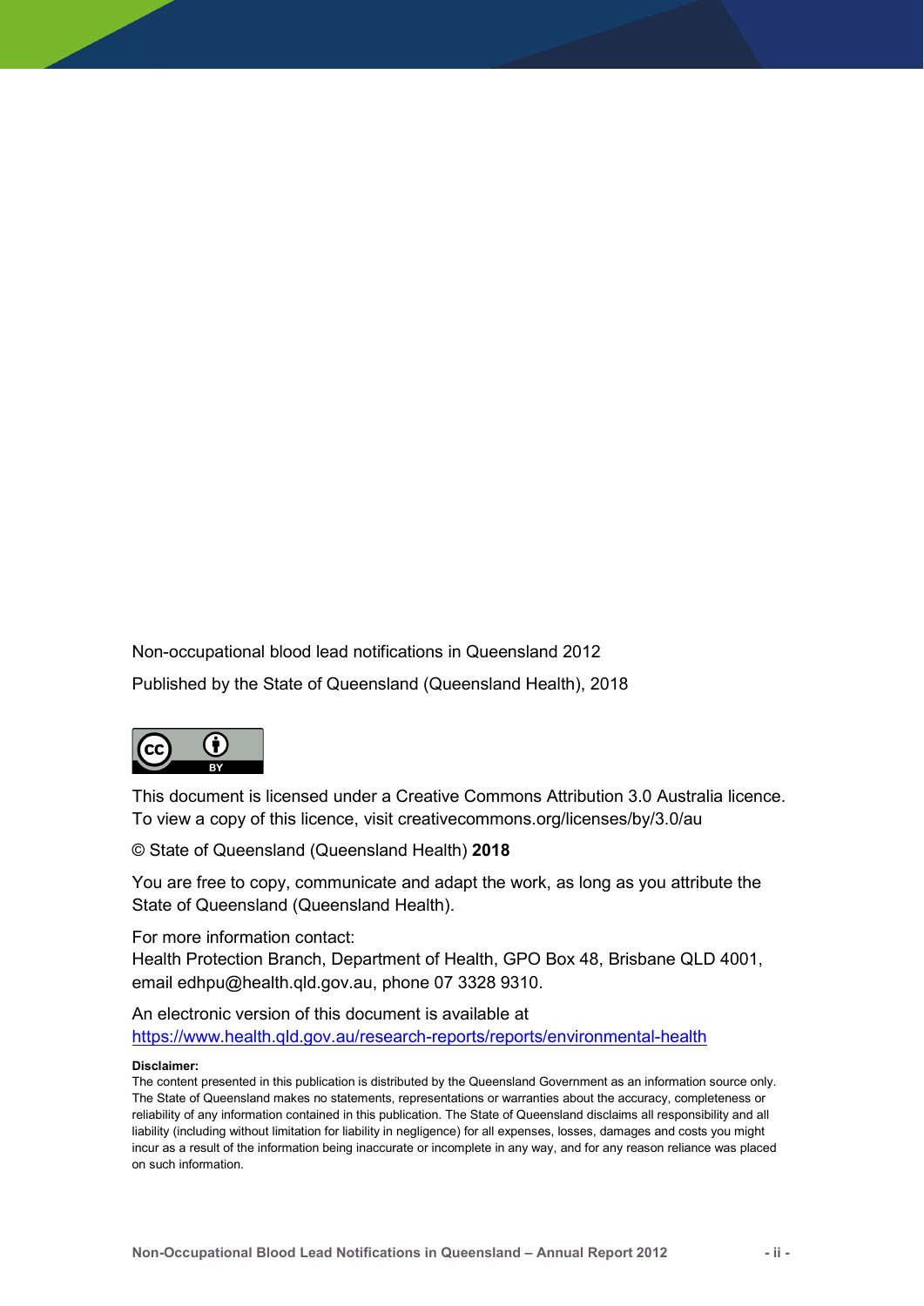Non-occupational blood lead notifications in Queensland 2012

Published by the State of Queensland (Queensland Health), 2018

This document is licensed under a Creative Commons Attribution 3.0 Australia licence. To view a copy of this licence, visit creativecommons.org/licenses/by/3.0/au

© State of Queensland (Queensland Health) **2018**

You are free to copy, communicate and adapt the work, as long as you attribute the State of Queensland (Queensland Health).

For more information contact:
Health Protection Branch, Department of Health, GPO Box 48, Brisbane QLD 4001, email edhpu@health.qld.gov.au, phone 07 3328 9310.

An electronic version of this document is available at https://www.health.qld.gov.au/research-reports/reports/environmental-health

**Disclaimer:**
The content presented in this publication is distributed by the Queensland Government as an information source only. The State of Queensland makes no statements, representations or warranties about the accuracy, completeness or reliability of any information contained in this publication. The State of Queensland disclaims all responsibility and all liability (including without limitation for liability in negligence) for all expenses, losses, damages and costs you might incur as a result of the information being inaccurate or incomplete in any way, and for any reason reliance was placed on such information.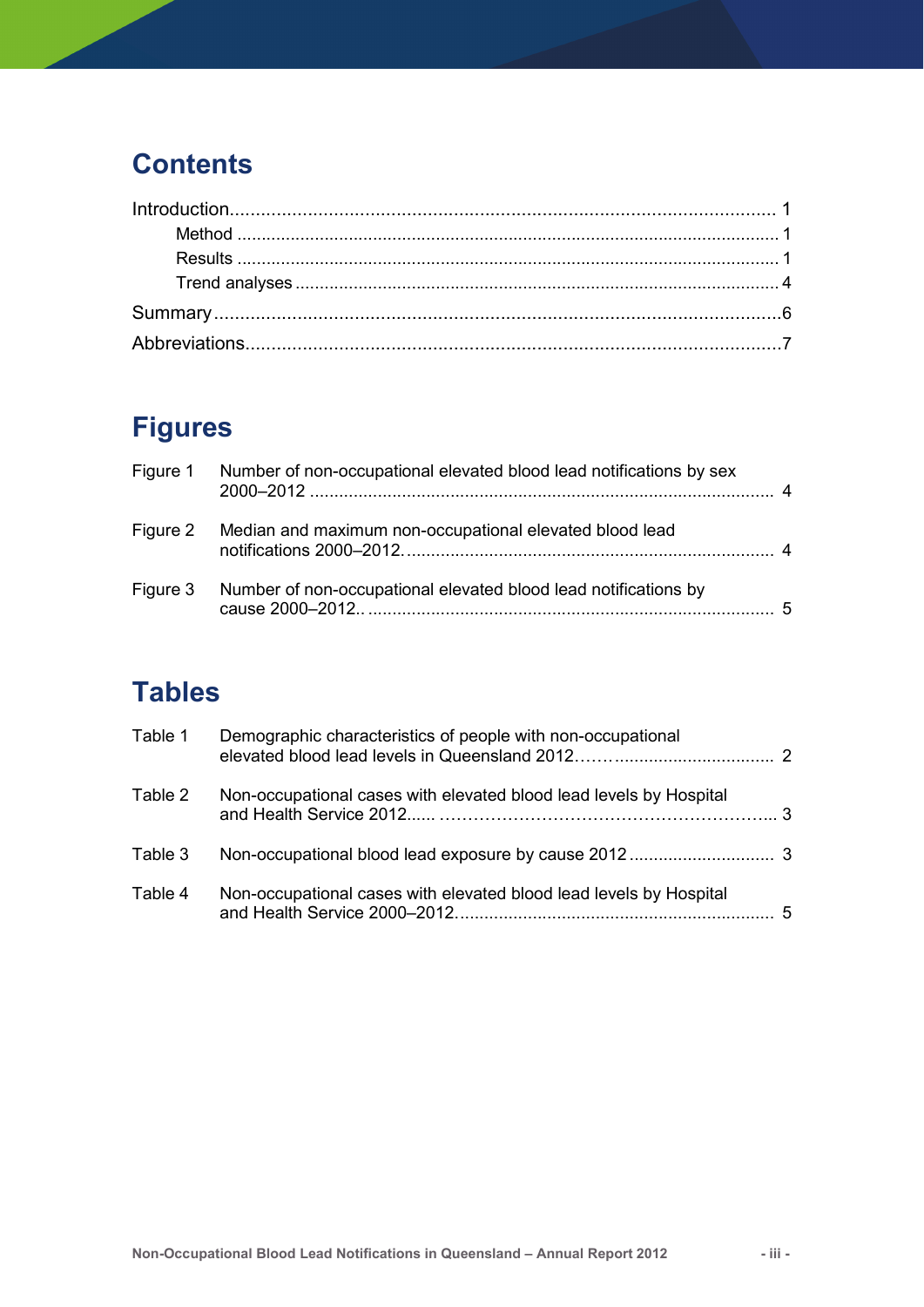# Contents

Introduction........................................................................................................ 1

- Method ................................................................................................................ 1
- Results ................................................................................................................ 1
- Trend analyses .................................................................................................... 4

Summary.............................................................................................................6

Abbreviations......................................................................................................7

# Figures

Figure 1 Number of non-occupational elevated blood lead notifications by sex 2000–2012 ............................................................................................... 4

Figure 2 Median and maximum non-occupational elevated blood lead notifications 2000–2012. ........................................................................... 4

Figure 3 Number of non-occupational elevated blood lead notifications by cause 2000–2012.. .................................................................................... 5

# Tables

Table 1 Demographic characteristics of people with non-occupational elevated blood lead levels in Queensland 2012……................................. 2

Table 2 Non-occupational cases with elevated blood lead levels by Hospital and Health Service 2012...... …………………………………………………... 3

Table 3 Non-occupational blood lead exposure by cause 2012 ............................. 3

Table 4 Non-occupational cases with elevated blood lead levels by Hospital and Health Service 2000–2012................................................................. 5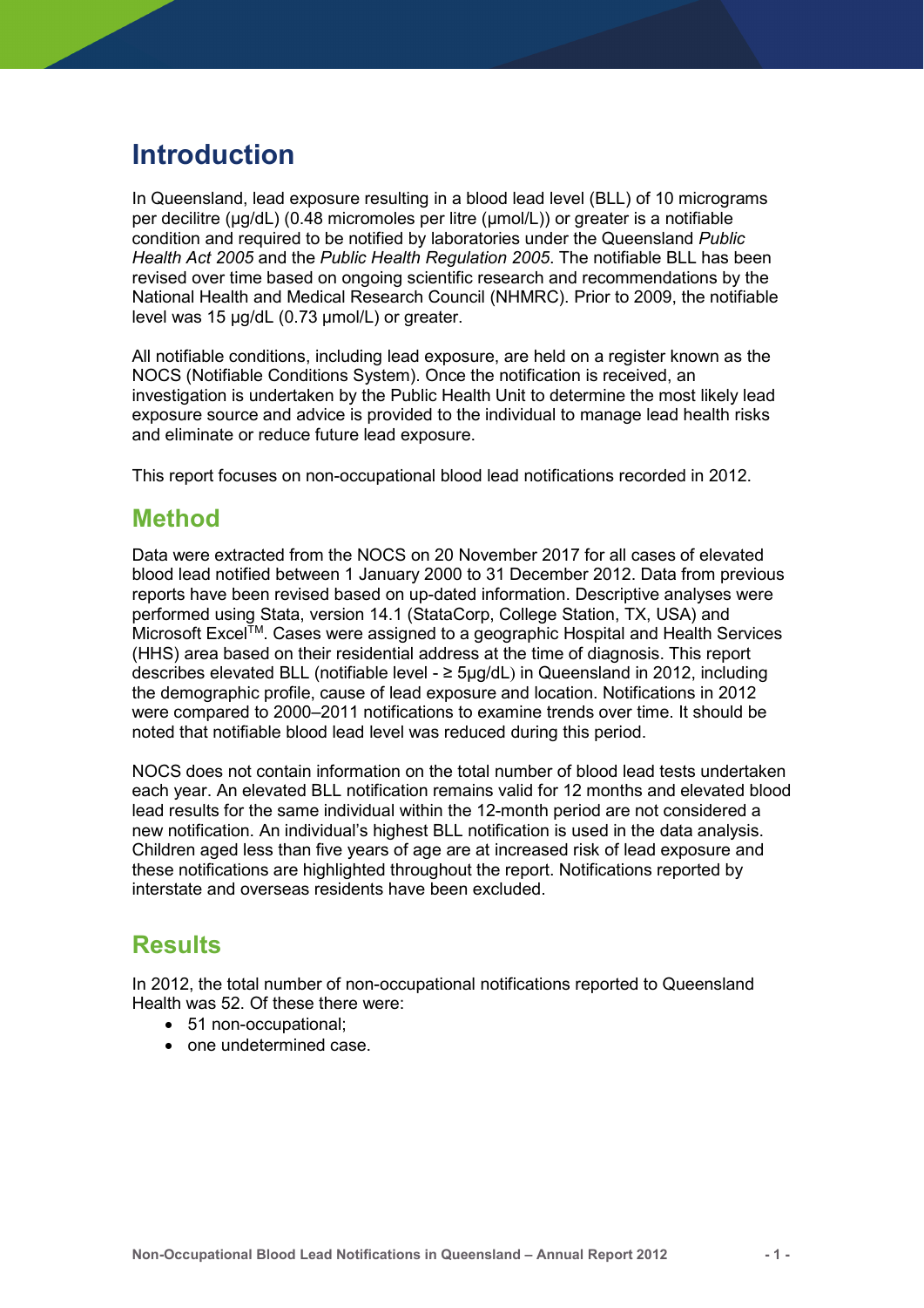# Introduction

In Queensland, lead exposure resulting in a blood lead level (BLL) of 10 micrograms per decilitre (µg/dL) (0.48 micromoles per litre (µmol/L)) or greater is a notifiable condition and required to be notified by laboratories under the Queensland *Public Health Act 2005* and the *Public Health Regulation 2005*. The notifiable BLL has been revised over time based on ongoing scientific research and recommendations by the National Health and Medical Research Council (NHMRC). Prior to 2009, the notifiable level was 15 µg/dL (0.73 µmol/L) or greater.

All notifiable conditions, including lead exposure, are held on a register known as the NOCS (Notifiable Conditions System). Once the notification is received, an investigation is undertaken by the Public Health Unit to determine the most likely lead exposure source and advice is provided to the individual to manage lead health risks and eliminate or reduce future lead exposure.

This report focuses on non-occupational blood lead notifications recorded in 2012.

## Method

Data were extracted from the NOCS on 20 November 2017 for all cases of elevated blood lead notified between 1 January 2000 to 31 December 2012. Data from previous reports have been revised based on up-dated information. Descriptive analyses were performed using Stata, version 14.1 (StataCorp, College Station, TX, USA) and Microsoft Excel™. Cases were assigned to a geographic Hospital and Health Services (HHS) area based on their residential address at the time of diagnosis. This report describes elevated BLL (notifiable level - ≥ 5µg/dL) in Queensland in 2012, including the demographic profile, cause of lead exposure and location. Notifications in 2012 were compared to 2000–2011 notifications to examine trends over time. It should be noted that notifiable blood lead level was reduced during this period.

NOCS does not contain information on the total number of blood lead tests undertaken each year. An elevated BLL notification remains valid for 12 months and elevated blood lead results for the same individual within the 12-month period are not considered a new notification. An individual's highest BLL notification is used in the data analysis. Children aged less than five years of age are at increased risk of lead exposure and these notifications are highlighted throughout the report. Notifications reported by interstate and overseas residents have been excluded.

## Results

In 2012, the total number of non-occupational notifications reported to Queensland Health was 52. Of these there were:

- 51 non-occupational;
- one undetermined case.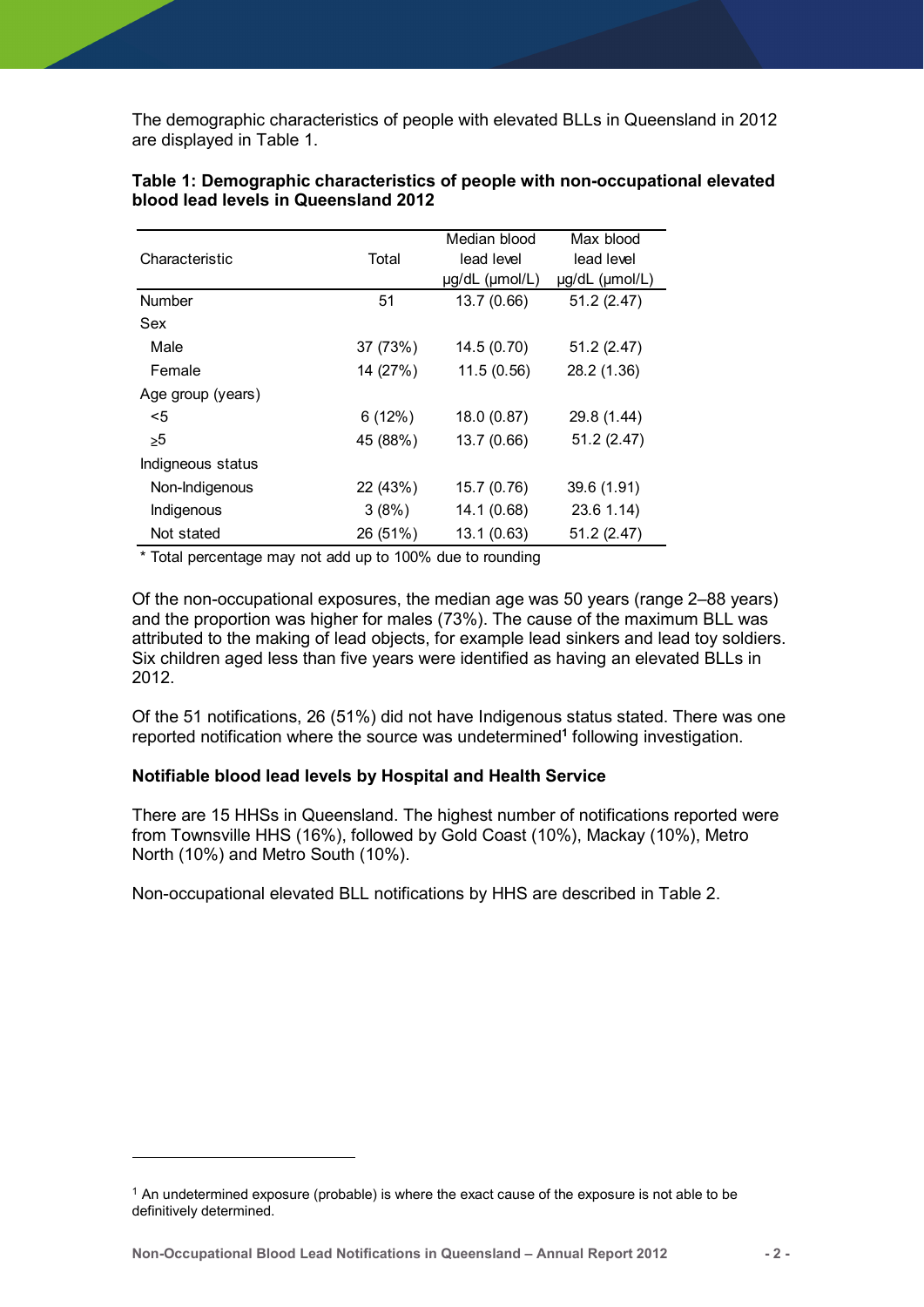The demographic characteristics of people with elevated BLLs in Queensland in 2012 are displayed in Table 1.

**Table 1: Demographic characteristics of people with non-occupational elevated blood lead levels in Queensland 2012**

| Characteristic | Total | Median blood lead level µg/dL (µmol/L) | Max blood lead level µg/dL (µmol/L) |
|---|---|---|---|
| Number | 51 | 13.7 (0.66) | 51.2 (2.47) |
| Sex | | | |
| Male | 37 (73%) | 14.5 (0.70) | 51.2 (2.47) |
| Female | 14 (27%) | 11.5 (0.56) | 28.2 (1.36) |
| Age group (years) | | | |
| <5 | 6 (12%) | 18.0 (0.87) | 29.8 (1.44) |
| ≥5 | 45 (88%) | 13.7 (0.66) | 51.2 (2.47) |
| Indigneous status | | | |
| Non-Indigenous | 22 (43%) | 15.7 (0.76) | 39.6 (1.91) |
| Indigenous | 3 (8%) | 14.1 (0.68) | 23.6 1.14) |
| Not stated | 26 (51%) | 13.1 (0.63) | 51.2 (2.47) |

* Total percentage may not add up to 100% due to rounding

Of the non-occupational exposures, the median age was 50 years (range 2–88 years) and the proportion was higher for males (73%). The cause of the maximum BLL was attributed to the making of lead objects, for example lead sinkers and lead toy soldiers. Six children aged less than five years were identified as having an elevated BLLs in 2012.

Of the 51 notifications, 26 (51%) did not have Indigenous status stated. There was one reported notification where the source was undetermined[1] following investigation.

**Notifiable blood lead levels by Hospital and Health Service**

There are 15 HHSs in Queensland. The highest number of notifications reported were from Townsville HHS (16%), followed by Gold Coast (10%), Mackay (10%), Metro North (10%) and Metro South (10%).

Non-occupational elevated BLL notifications by HHS are described in Table 2.

[1] An undetermined exposure (probable) is where the exact cause of the exposure is not able to be definitively determined.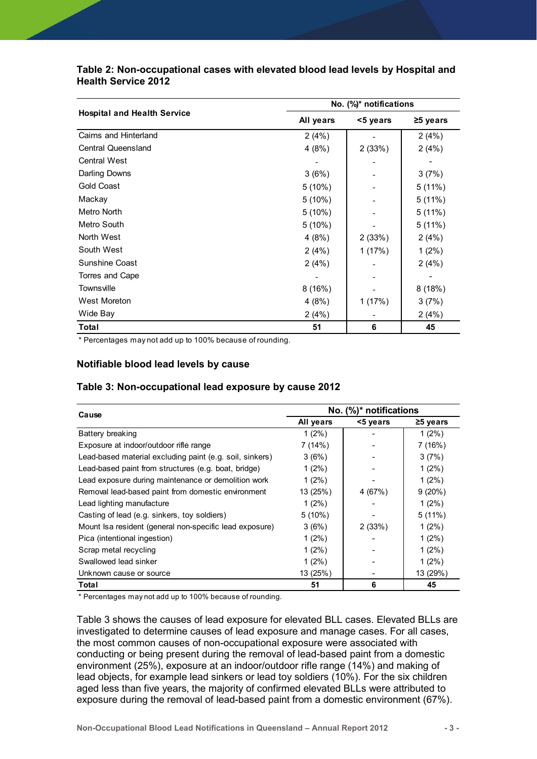**Table 2: Non-occupational cases with elevated blood lead levels by Hospital and Health Service 2012**

| Hospital and Health Service | No. (%)* notifications | | |
|---|---|---|---|
| | All years | <5 years | ≥5 years |
| Cairns and Hinterland | 2 (4%) | - | 2 (4%) |
| Central Queensland | 4 (8%) | 2 (33%) | 2 (4%) |
| Central West | - | - | - |
| Darling Downs | 3 (6%) | - | 3 (7%) |
| Gold Coast | 5 (10%) | - | 5 (11%) |
| Mackay | 5 (10%) | - | 5 (11%) |
| Metro North | 5 (10%) | - | 5 (11%) |
| Metro South | 5 (10%) | - | 5 (11%) |
| North West | 4 (8%) | 2 (33%) | 2 (4%) |
| South West | 2 (4%) | 1 (17%) | 1 (2%) |
| Sunshine Coast | 2 (4%) | - | 2 (4%) |
| Torres and Cape | - | - | - |
| Townsville | 8 (16%) | - | 8 (18%) |
| West Moreton | 4 (8%) | 1 (17%) | 3 (7%) |
| Wide Bay | 2 (4%) | - | 2 (4%) |
| **Total** | **51** | **6** | **45** |

* Percentages may not add up to 100% because of rounding.

### Notifiable blood lead levels by cause

**Table 3: Non-occupational lead exposure by cause 2012**

| Cause | No. (%)* notifications | | |
|---|---|---|---|
| | All years | <5 years | ≥5 years |
| Battery breaking | 1 (2%) | - | 1 (2%) |
| Exposure at indoor/outdoor rifle range | 7 (14%) | - | 7 (16%) |
| Lead-based material excluding paint (e.g. soil, sinkers) | 3 (6%) | - | 3 (7%) |
| Lead-based paint from structures (e.g. boat, bridge) | 1 (2%) | - | 1 (2%) |
| Lead exposure during maintenance or demolition work | 1 (2%) | - | 1 (2%) |
| Removal lead-based paint from domestic environment | 13 (25%) | 4 (67%) | 9 (20%) |
| Lead lighting manufacture | 1 (2%) | - | 1 (2%) |
| Casting of lead (e.g. sinkers, toy soldiers) | 5 (10%) | - | 5 (11%) |
| Mount Isa resident (general non-specific lead exposure) | 3 (6%) | 2 (33%) | 1 (2%) |
| Pica (intentional ingestion) | 1 (2%) | - | 1 (2%) |
| Scrap metal recycling | 1 (2%) | - | 1 (2%) |
| Swallowed lead sinker | 1 (2%) | - | 1 (2%) |
| Unknown cause or source | 13 (25%) | - | 13 (29%) |
| **Total** | **51** | **6** | **45** |

* Percentages may not add up to 100% because of rounding.

Table 3 shows the causes of lead exposure for elevated BLL cases. Elevated BLLs are investigated to determine causes of lead exposure and manage cases. For all cases, the most common causes of non-occupational exposure were associated with conducting or being present during the removal of lead-based paint from a domestic environment (25%), exposure at an indoor/outdoor rifle range (14%) and making of lead objects, for example lead sinkers or lead toy soldiers (10%). For the six children aged less than five years, the majority of confirmed elevated BLLs were attributed to exposure during the removal of lead-based paint from a domestic environment (67%).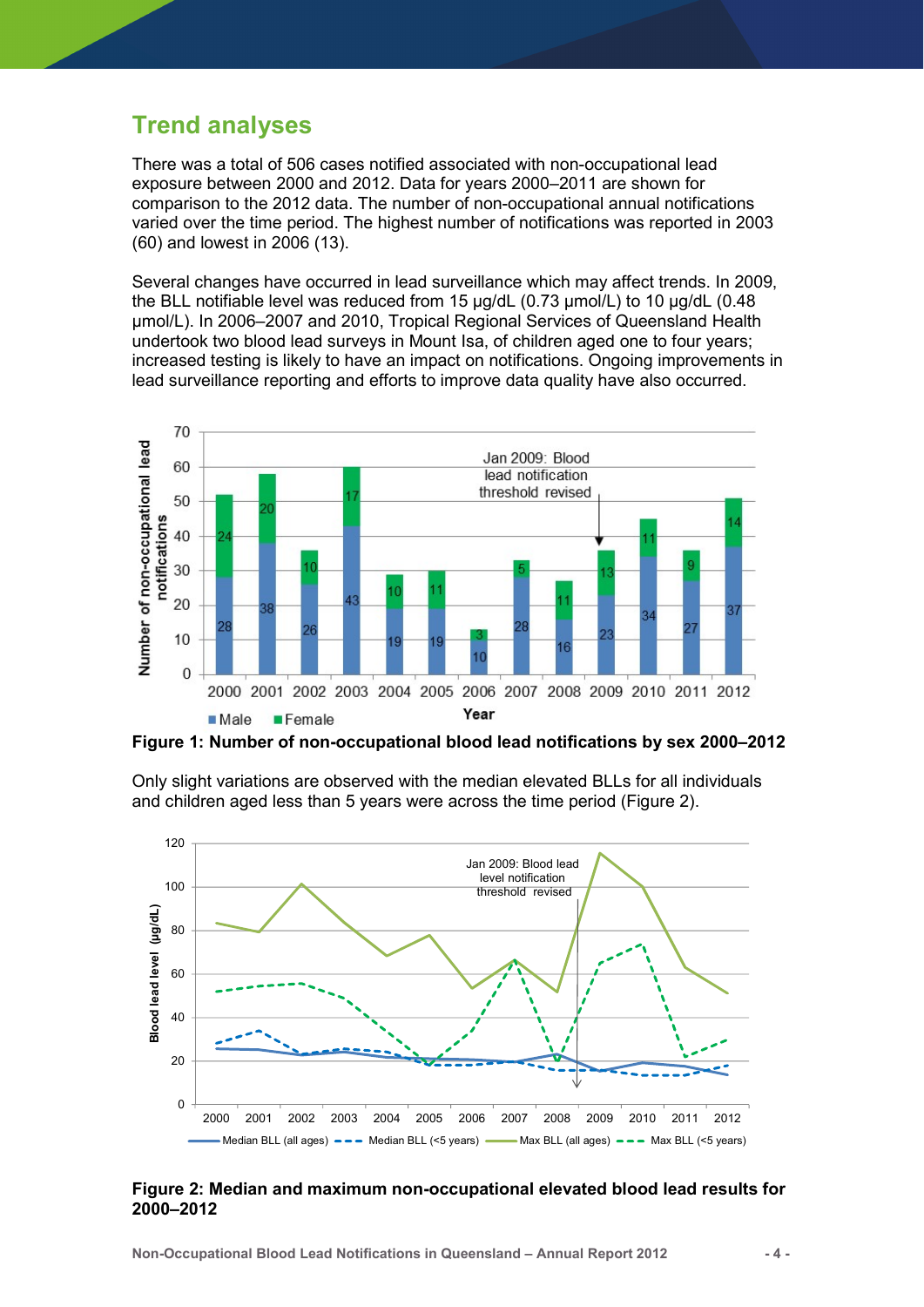## Trend analyses

There was a total of 506 cases notified associated with non-occupational lead exposure between 2000 and 2012. Data for years 2000–2011 are shown for comparison to the 2012 data. The number of non-occupational annual notifications varied over the time period. The highest number of notifications was reported in 2003 (60) and lowest in 2006 (13).

Several changes have occurred in lead surveillance which may affect trends. In 2009, the BLL notifiable level was reduced from 15 µg/dL (0.73 µmol/L) to 10 µg/dL (0.48 µmol/L). In 2006–2007 and 2010, Tropical Regional Services of Queensland Health undertook two blood lead surveys in Mount Isa, of children aged one to four years; increased testing is likely to have an impact on notifications. Ongoing improvements in lead surveillance reporting and efforts to improve data quality have also occurred.

**Figure 1: Number of non-occupational blood lead notifications by sex 2000–2012**

Only slight variations are observed with the median elevated BLLs for all individuals and children aged less than 5 years were across the time period (Figure 2).

**Figure 2: Median and maximum non-occupational elevated blood lead results for 2000–2012**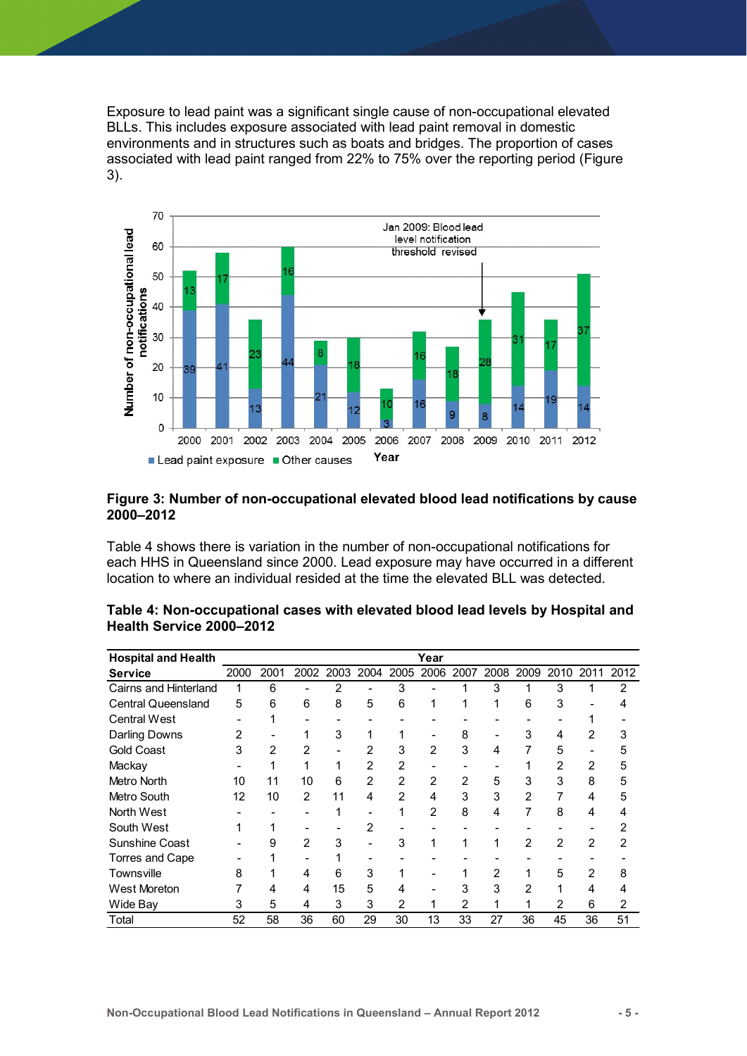Exposure to lead paint was a significant single cause of non-occupational elevated BLLs. This includes exposure associated with lead paint removal in domestic environments and in structures such as boats and bridges. The proportion of cases associated with lead paint ranged from 22% to 75% over the reporting period (Figure 3).

**Figure 3: Number of non-occupational elevated blood lead notifications by cause 2000–2012**

Table 4 shows there is variation in the number of non-occupational notifications for each HHS in Queensland since 2000. Lead exposure may have occurred in a different location to where an individual resided at the time the elevated BLL was detected.

**Table 4: Non-occupational cases with elevated blood lead levels by Hospital and Health Service 2000–2012**

| Hospital and Health Service | Year | | | | | | | | | | | | |
|---|---|---|---|---|---|---|---|---|---|---|---|---|---|
| | 2000 | 2001 | 2002 | 2003 | 2004 | 2005 | 2006 | 2007 | 2008 | 2009 | 2010 | 2011 | 2012 |
| Cairns and Hinterland | 1 | 6 | - | 2 | - | 3 | - | 1 | 3 | 1 | 3 | 1 | 2 |
| Central Queensland | 5 | 6 | 6 | 8 | 5 | 6 | 1 | 1 | 1 | 6 | 3 | - | 4 |
| Central West | - | 1 | - | - | - | - | - | - | - | - | - | 1 | - |
| Darling Downs | 2 | - | 1 | 3 | 1 | 1 | - | 8 | - | 3 | 4 | 2 | 3 |
| Gold Coast | 3 | 2 | 2 | - | 2 | 3 | 2 | 3 | 4 | 7 | 5 | - | 5 |
| Mackay | - | 1 | 1 | 1 | 2 | 2 | - | - | - | 1 | 2 | 2 | 5 |
| Metro North | 10 | 11 | 10 | 6 | 2 | 2 | 2 | 2 | 5 | 3 | 3 | 8 | 5 |
| Metro South | 12 | 10 | 2 | 11 | 4 | 2 | 4 | 3 | 3 | 2 | 7 | 4 | 5 |
| North West | - | - | - | 1 | - | 1 | 2 | 8 | 4 | 7 | 8 | 4 | 4 |
| South West | 1 | 1 | - | - | 2 | - | - | - | - | - | - | - | 2 |
| Sunshine Coast | - | 9 | 2 | 3 | - | 3 | 1 | 1 | 1 | 2 | 2 | 2 | 2 |
| Torres and Cape | - | 1 | - | 1 | - | - | - | - | - | - | - | - | - |
| Townsville | 8 | 1 | 4 | 6 | 3 | 1 | - | 1 | 2 | 1 | 5 | 2 | 8 |
| West Moreton | 7 | 4 | 4 | 15 | 5 | 4 | - | 3 | 3 | 2 | 1 | 4 | 4 |
| Wide Bay | 3 | 5 | 4 | 3 | 3 | 2 | 1 | 2 | 1 | 1 | 2 | 6 | 2 |
| Total | 52 | 58 | 36 | 60 | 29 | 30 | 13 | 33 | 27 | 36 | 45 | 36 | 51 |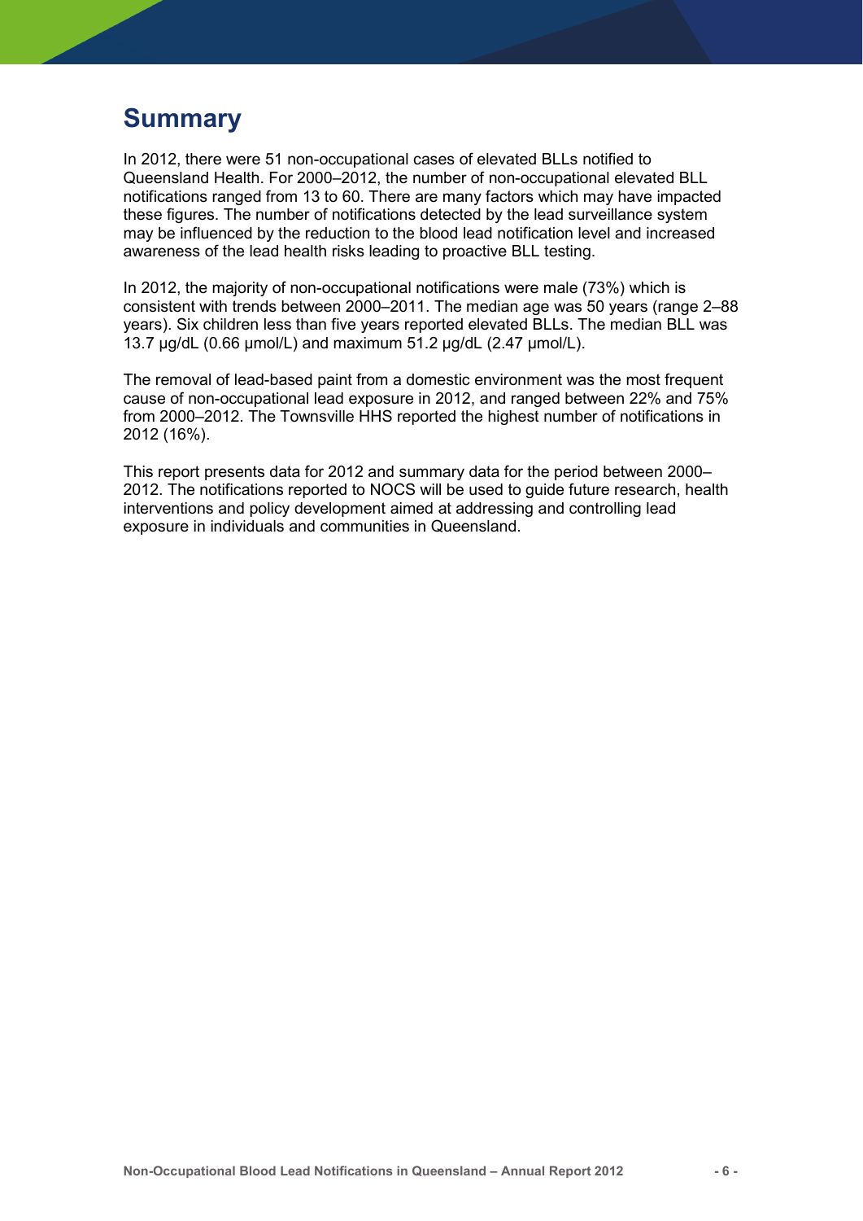# Summary

In 2012, there were 51 non-occupational cases of elevated BLLs notified to Queensland Health. For 2000–2012, the number of non-occupational elevated BLL notifications ranged from 13 to 60. There are many factors which may have impacted these figures. The number of notifications detected by the lead surveillance system may be influenced by the reduction to the blood lead notification level and increased awareness of the lead health risks leading to proactive BLL testing.

In 2012, the majority of non-occupational notifications were male (73%) which is consistent with trends between 2000–2011. The median age was 50 years (range 2–88 years). Six children less than five years reported elevated BLLs. The median BLL was 13.7 µg/dL (0.66 µmol/L) and maximum 51.2 µg/dL (2.47 µmol/L).

The removal of lead-based paint from a domestic environment was the most frequent cause of non-occupational lead exposure in 2012, and ranged between 22% and 75% from 2000–2012. The Townsville HHS reported the highest number of notifications in 2012 (16%).

This report presents data for 2012 and summary data for the period between 2000–2012. The notifications reported to NOCS will be used to guide future research, health interventions and policy development aimed at addressing and controlling lead exposure in individuals and communities in Queensland.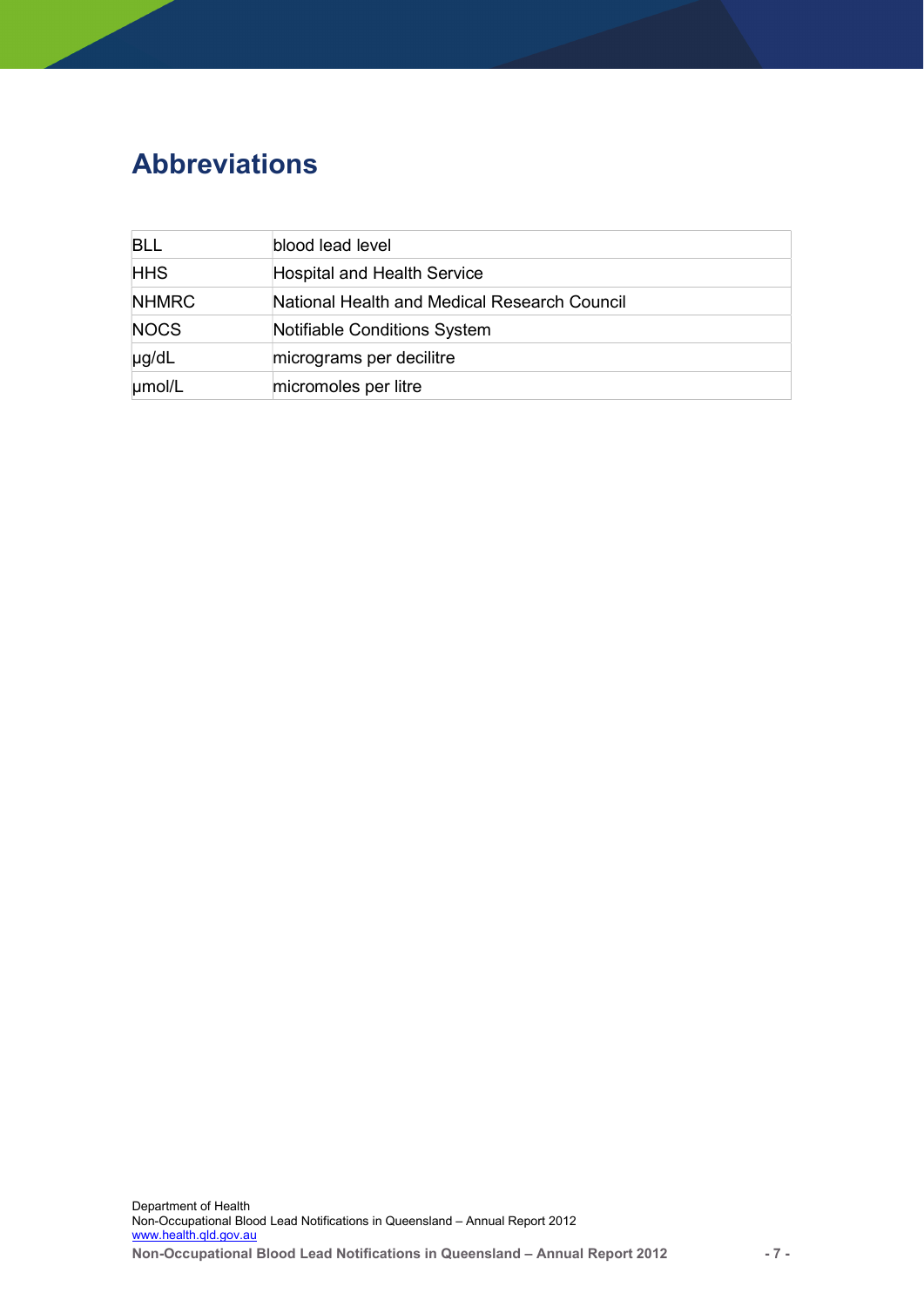# Abbreviations

| | |
|---|---|
| BLL | blood lead level |
| HHS | Hospital and Health Service |
| NHMRC | National Health and Medical Research Council |
| NOCS | Notifiable Conditions System |
| µg/dL | micrograms per decilitre |
| µmol/L | micromoles per litre |